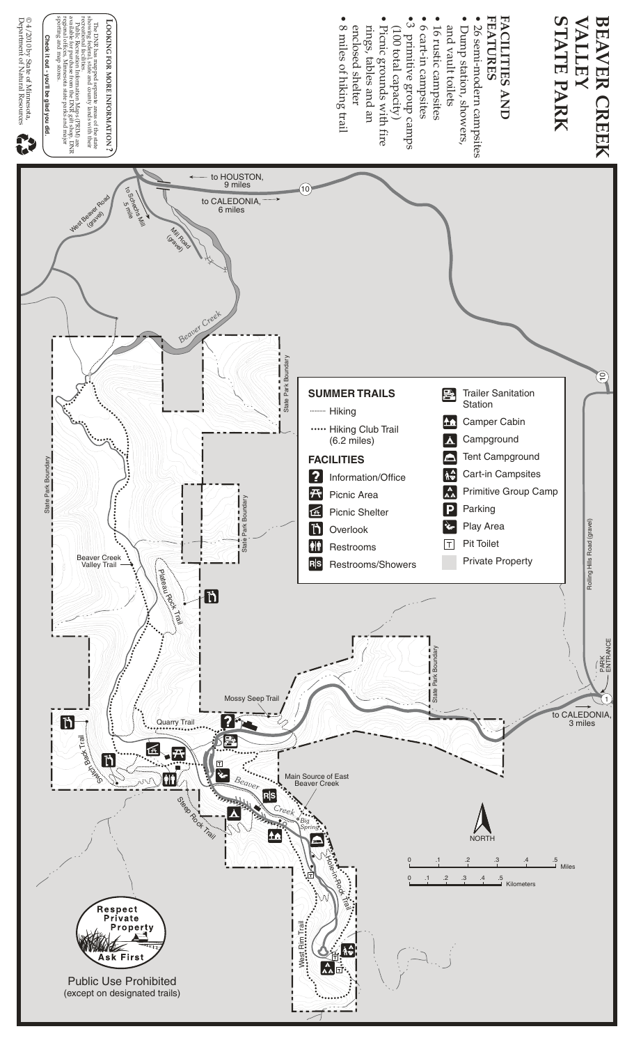# BEAVER CREEK VALLEY STATE PARK

## FACILITIES AND FEATURES

- 26 semi-modern campsites
- Dump station, showers, and vault toilets
- 16 rustic campsites
- 6 cart-in campsites
- 3 primitive group camps (100 total capacity)
- Picnic grounds with fire rings, tables and an enclosed shelter
- 8 miles of hiking trail

## LOOKING FOR MORE INFORMATION?

The DNR has mapped separate areas of the state showing federal, state and county lands with their recreational facilities.

Public Recreation Information Maps (PRIM) are available for purchase from the DNR gift shop, DNR regional offices, Minnesota state parks and major sporting and map stores.

**Check it out - you'll be glad you did.**

© 4/2010 by State of Minnesota, Department of Natural Resources

## SUMMER TRAILS

- Hiking
- Hiking Club Trail (6.2 miles)

## FACILITIES

- Information/Office
- Picnic Area
- Picnic Shelter
- Overlook
- Restrooms
- Restrooms/Showers
- Trailer Sanitation Station
- Camper Cabin
- Campground
- Tent Campground
- Cart-in Campsites
- Primitive Group Camp
- Parking
- Play Area
- Pit Toilet
- Private Property

to HOUSTON, 9 miles

to CALEDONIA, 6 miles

to Schech's Mill .5 mile

West Beaver Road (gravel)

Mill Road (gravel)

Beaver Creek

State Park Boundary

Rolling Hills Road (gravel)

PARK ENTRANCE

to CALEDONIA, 3 miles

Beaver Creek Valley Trail

Plateau Rock Trail

Mossy Seep Trail

Quarry Trail

Switch Back Trail

Steep Rock Trail

Main Source of East Beaver Creek

Big Spring

Hole-in-Rock Trail

West Rim Trail

NORTH

0 .1 .2 .3 .4 .5 Miles

0 .1 .2 .3 .4 .5 Kilometers

Respect Private Property Ask First

Public Use Prohibited (except on designated trails)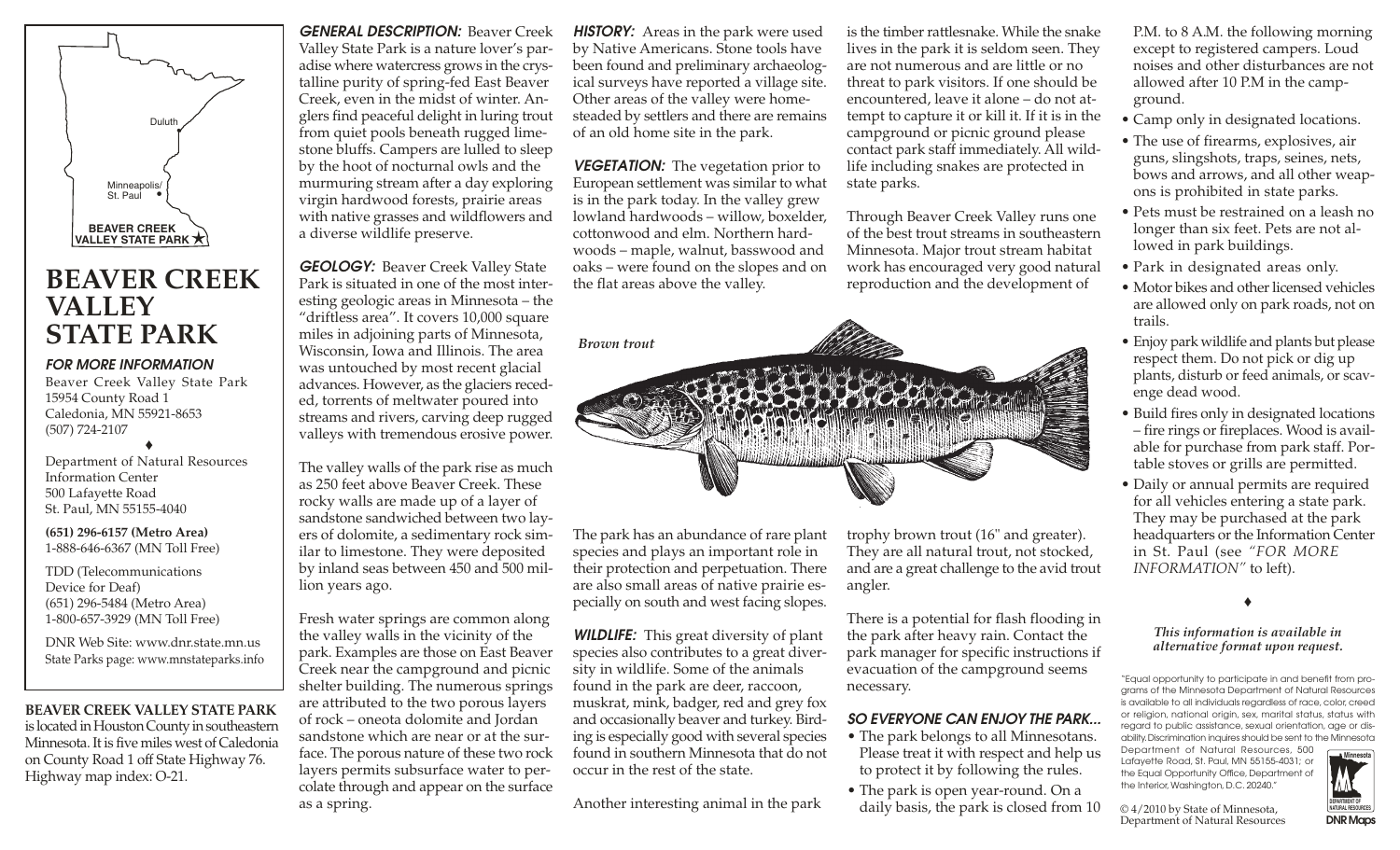Duluth

Minneapolis/
St. Paul

BEAVER CREEK
VALLEY STATE PARK

# BEAVER CREEK VALLEY STATE PARK

### *FOR MORE INFORMATION*

Beaver Creek Valley State Park
15954 County Road 1
Caledonia, MN 55921-8653
(507) 724-2107

♦

Department of Natural Resources
Information Center
500 Lafayette Road
St. Paul, MN 55155-4040

**(651) 296-6157 (Metro Area)**
1-888-646-6367 (MN Toll Free)

TDD (Telecommunications Device for Deaf)
(651) 296-5484 (Metro Area)
1-800-657-3929 (MN Toll Free)

DNR Web Site: www.dnr.state.mn.us
State Parks page: www.mnstateparks.info

**BEAVER CREEK VALLEY STATE PARK** is located in Houston County in southeastern Minnesota. It is five miles west of Caledonia on County Road 1 off State Highway 76. Highway map index: O-21.

***GENERAL DESCRIPTION:*** Beaver Creek Valley State Park is a nature lover's paradise where watercress grows in the crystalline purity of spring-fed East Beaver Creek, even in the midst of winter. Anglers find peaceful delight in luring trout from quiet pools beneath rugged limestone bluffs. Campers are lulled to sleep by the hoot of nocturnal owls and the murmuring stream after a day exploring virgin hardwood forests, prairie areas with native grasses and wildflowers and a diverse wildlife preserve.

***GEOLOGY:*** Beaver Creek Valley State Park is situated in one of the most interesting geologic areas in Minnesota – the "driftless area". It covers 10,000 square miles in adjoining parts of Minnesota, Wisconsin, Iowa and Illinois. The area was untouched by most recent glacial advances. However, as the glaciers receded, torrents of meltwater poured into streams and rivers, carving deep rugged valleys with tremendous erosive power.

The valley walls of the park rise as much as 250 feet above Beaver Creek. These rocky walls are made up of a layer of sandstone sandwiched between two layers of dolomite, a sedimentary rock similar to limestone. They were deposited by inland seas between 450 and 500 million years ago.

Fresh water springs are common along the valley walls in the vicinity of the park. Examples are those on East Beaver Creek near the campground and picnic shelter building. The numerous springs are attributed to the two porous layers of rock – oneota dolomite and Jordan sandstone which are near or at the surface. The porous nature of these two rock layers permits subsurface water to percolate through and appear on the surface as a spring.

***HISTORY:*** Areas in the park were used by Native Americans. Stone tools have been found and preliminary archaeological surveys have reported a village site. Other areas of the valley were homesteaded by settlers and there are remains of an old home site in the park.

***VEGETATION:*** The vegetation prior to European settlement was similar to what is in the park today. In the valley grew lowland hardwoods – willow, boxelder, cottonwood and elm. Northern hardwoods – maple, walnut, basswood and oaks – were found on the slopes and on the flat areas above the valley.

*Brown trout*

The park has an abundance of rare plant species and plays an important role in their protection and perpetuation. There are also small areas of native prairie especially on south and west facing slopes.

***WILDLIFE:*** This great diversity of plant species also contributes to a great diversity in wildlife. Some of the animals found in the park are deer, raccoon, muskrat, mink, badger, red and grey fox and occasionally beaver and turkey. Birding is especially good with several species found in southern Minnesota that do not occur in the rest of the state.

Another interesting animal in the park is the timber rattlesnake. While the snake lives in the park it is seldom seen. They are not numerous and are little or no threat to park visitors. If one should be encountered, leave it alone – do not attempt to capture it or kill it. If it is in the campground or picnic ground please contact park staff immediately. All wildlife including snakes are protected in state parks.

Through Beaver Creek Valley runs one of the best trout streams in southeastern Minnesota. Major trout stream habitat work has encouraged very good natural reproduction and the development of trophy brown trout (16" and greater). They are all natural trout, not stocked, and are a great challenge to the avid trout angler.

There is a potential for flash flooding in the park after heavy rain. Contact the park manager for specific instructions if evacuation of the campground seems necessary.

### *SO EVERYONE CAN ENJOY THE PARK...*

- The park belongs to all Minnesotans. Please treat it with respect and help us to protect it by following the rules.
- The park is open year-round. On a daily basis, the park is closed from 10 P.M. to 8 A.M. the following morning except to registered campers. Loud noises and other disturbances are not allowed after 10 P.M in the campground.
- Camp only in designated locations.
- The use of firearms, explosives, air guns, slingshots, traps, seines, nets, bows and arrows, and all other weapons is prohibited in state parks.
- Pets must be restrained on a leash no longer than six feet. Pets are not allowed in park buildings.
- Park in designated areas only.
- Motor bikes and other licensed vehicles are allowed only on park roads, not on trails.
- Enjoy park wildlife and plants but please respect them. Do not pick or dig up plants, disturb or feed animals, or scavenge dead wood.
- Build fires only in designated locations – fire rings or fireplaces. Wood is available for purchase from park staff. Portable stoves or grills are permitted.
- Daily or annual permits are required for all vehicles entering a state park. They may be purchased at the park headquarters or the Information Center in St. Paul (see *"FOR MORE INFORMATION"* to left).

♦

***This information is available in alternative format upon request.***

"Equal opportunity to participate in and benefit from programs of the Minnesota Department of Natural Resources is available to all individuals regardless of race, color, creed or religion, national origin, sex, marital status, status with regard to public assistance, sexual orientation, age or disability. Discrimination inquires should be sent to the Minnesota Department of Natural Resources, 500 Lafayette Road, St. Paul, MN 55155-4031; or the Equal Opportunity Office, Department of the Interior, Washington, D.C. 20240."

© 4/2010 by State of Minnesota, Department of Natural Resources

DNR Maps